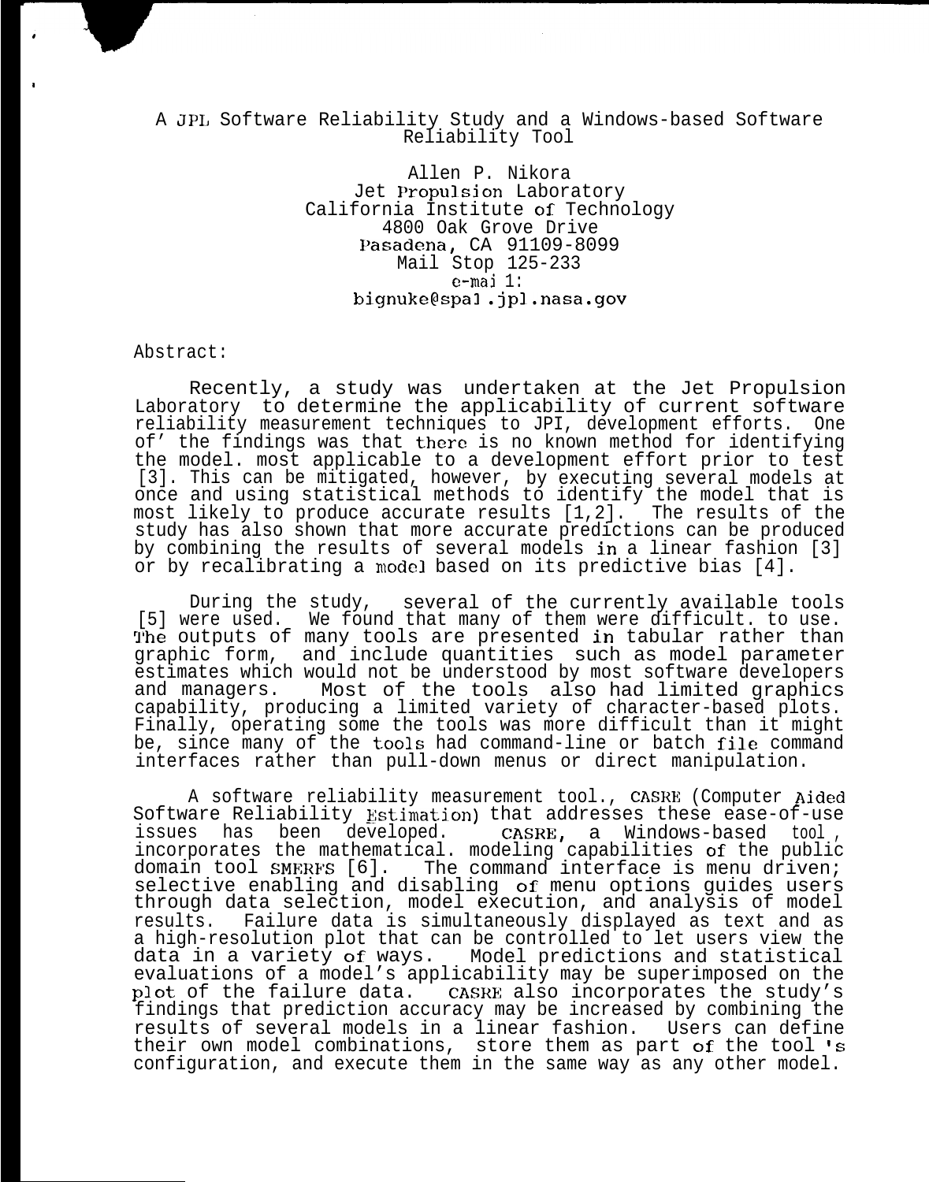# A JPL Software Reliability Study and a Windows-based Software Reliability Tool

Allen P. Nikora
Jet Propulsion Laboratory
California Institute of Technology
4800 Oak Grove Drive
Pasadena, CA 91109-8099
Mail Stop 125-233
e-mail:
bignuke@spal.jpl.nasa.gov

Abstract:

Recently, a study was undertaken at the Jet Propulsion Laboratory to determine the applicability of current software reliability measurement techniques to JPL development efforts. One of the findings was that there is no known method for identifying the model most applicable to a development effort prior to test [3]. This can be mitigated, however, by executing several models at once and using statistical methods to identify the model that is most likely to produce accurate results [1,2]. The results of the study has also shown that more accurate predictions can be produced by combining the results of several models in a linear fashion [3] or by recalibrating a model based on its predictive bias [4].

During the study, several of the currently available tools [5] were used. We found that many of them were difficult to use. The outputs of many tools are presented in tabular rather than graphic form, and include quantities such as model parameter estimates which would not be understood by most software developers and managers. Most of the tools also had limited graphics capability, producing a limited variety of character-based plots. Finally, operating some the tools was more difficult than it might be, since many of the tools had command-line or batch file command interfaces rather than pull-down menus or direct manipulation.

A software reliability measurement tool, CASRE (Computer Aided Software Reliability Estimation) that addresses these ease-of-use issues has been developed. CASRE, a Windows-based tool, incorporates the mathematical modeling capabilities of the public domain tool SMERFS [6]. The command interface is menu driven; selective enabling and disabling of menu options guides users through data selection, model execution, and analysis of model results. Failure data is simultaneously displayed as text and as a high-resolution plot that can be controlled to let users view the data in a variety of ways. Model predictions and statistical evaluations of a model's applicability may be superimposed on the plot of the failure data. CASRE also incorporates the study's findings that prediction accuracy may be increased by combining the results of several models in a linear fashion. Users can define their own model combinations, store them as part of the tool's configuration, and execute them in the same way as any other model.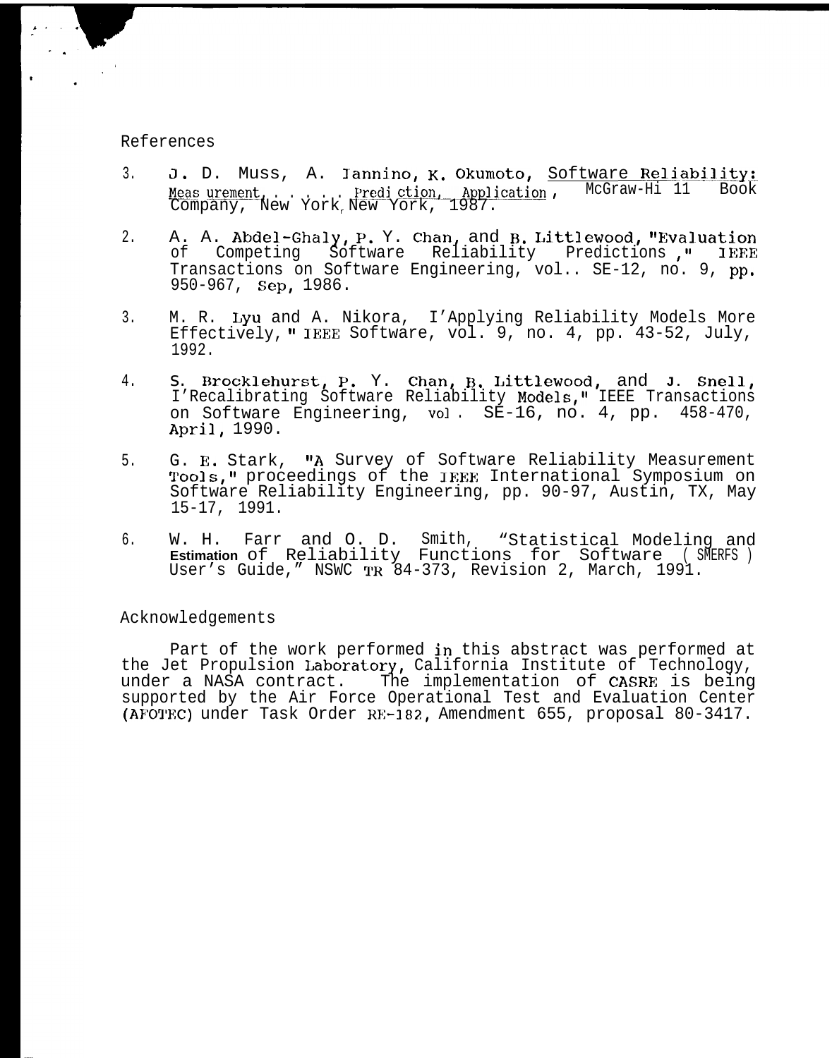## References

3. J. D. Muss, A. Iannino, K. Okumoto, Software Reliability: Meas urement, . . . . . Predi ction, Application , McGraw-Hi 11 Book Company, New York, New York, 1987.

2. A. A. Abdel-Ghaly, P. Y. Chan, and B. Littlewood, "Evaluation of Competing Software Reliability Predictions ," IEEE Transactions on Software Engineering, vol.. SE-12, no. 9, pp. 950-967, Sep, 1986.

3. M. R. Lyu and A. Nikora, I'Applying Reliability Models More Effectively," IEEE Software, vol. 9, no. 4, pp. 43-52, July, 1992.

4. S. Brocklehurst, P. Y. Chan, B. Littlewood, and J. Snell, I'Recalibrating Software Reliability Models," IEEE Transactions on Software Engineering, vol . SE-16, no. 4, pp. 458-470, April, 1990.

5. G. E. Stark, "A Survey of Software Reliability Measurement Tools," proceedings of the IEEE International Symposium on Software Reliability Engineering, pp. 90-97, Austin, TX, May 15-17, 1991.

6. W. H. Farr and O. D. Smith, "Statistical Modeling and Estimation of Reliability Functions for Software ( SMERFS ) User's Guide," NSWC TR 84-373, Revision 2, March, 1991.

## Acknowledgements

Part of the work performed in this abstract was performed at the Jet Propulsion Laboratory, California Institute of Technology, under a NASA contract. The implementation of CASRE is being supported by the Air Force Operational Test and Evaluation Center (AFOTEC) under Task Order RE-182, Amendment 655, proposal 80-3417.